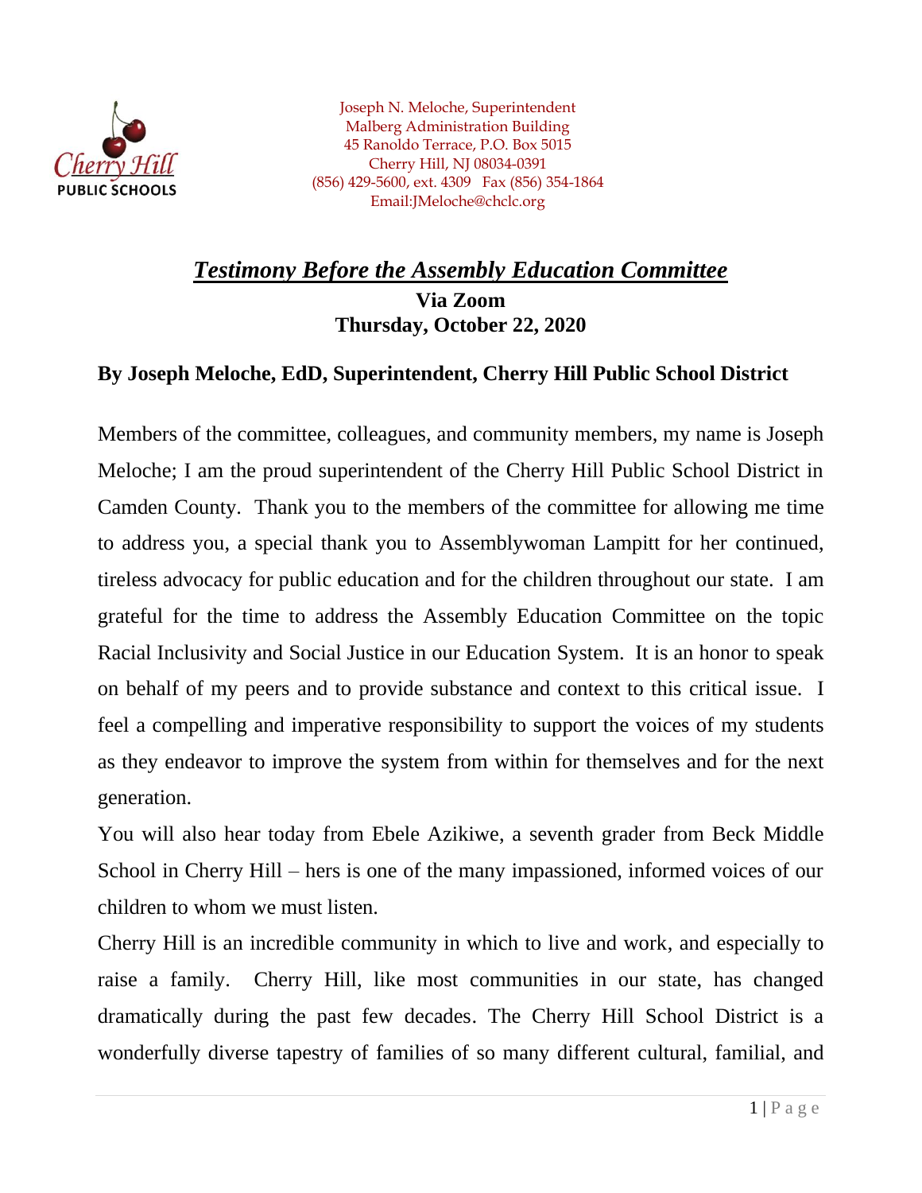Joseph N. Meloche, Superintendent
Malberg Administration Building
45 Ranoldo Terrace, P.O. Box 5015
Cherry Hill, NJ 08034-0391
(856) 429-5600, ext. 4309 Fax (856) 354-1864
Email:JMeloche@chclc.org

# ***Testimony Before the Assembly Education Committee***

**Via Zoom**
**Thursday, October 22, 2020**

**By Joseph Meloche, EdD, Superintendent, Cherry Hill Public School District**

Members of the committee, colleagues, and community members, my name is Joseph Meloche; I am the proud superintendent of the Cherry Hill Public School District in Camden County. Thank you to the members of the committee for allowing me time to address you, a special thank you to Assemblywoman Lampitt for her continued, tireless advocacy for public education and for the children throughout our state. I am grateful for the time to address the Assembly Education Committee on the topic Racial Inclusivity and Social Justice in our Education System. It is an honor to speak on behalf of my peers and to provide substance and context to this critical issue. I feel a compelling and imperative responsibility to support the voices of my students as they endeavor to improve the system from within for themselves and for the next generation.

You will also hear today from Ebele Azikiwe, a seventh grader from Beck Middle School in Cherry Hill – hers is one of the many impassioned, informed voices of our children to whom we must listen.

Cherry Hill is an incredible community in which to live and work, and especially to raise a family. Cherry Hill, like most communities in our state, has changed dramatically during the past few decades. The Cherry Hill School District is a wonderfully diverse tapestry of families of so many different cultural, familial, and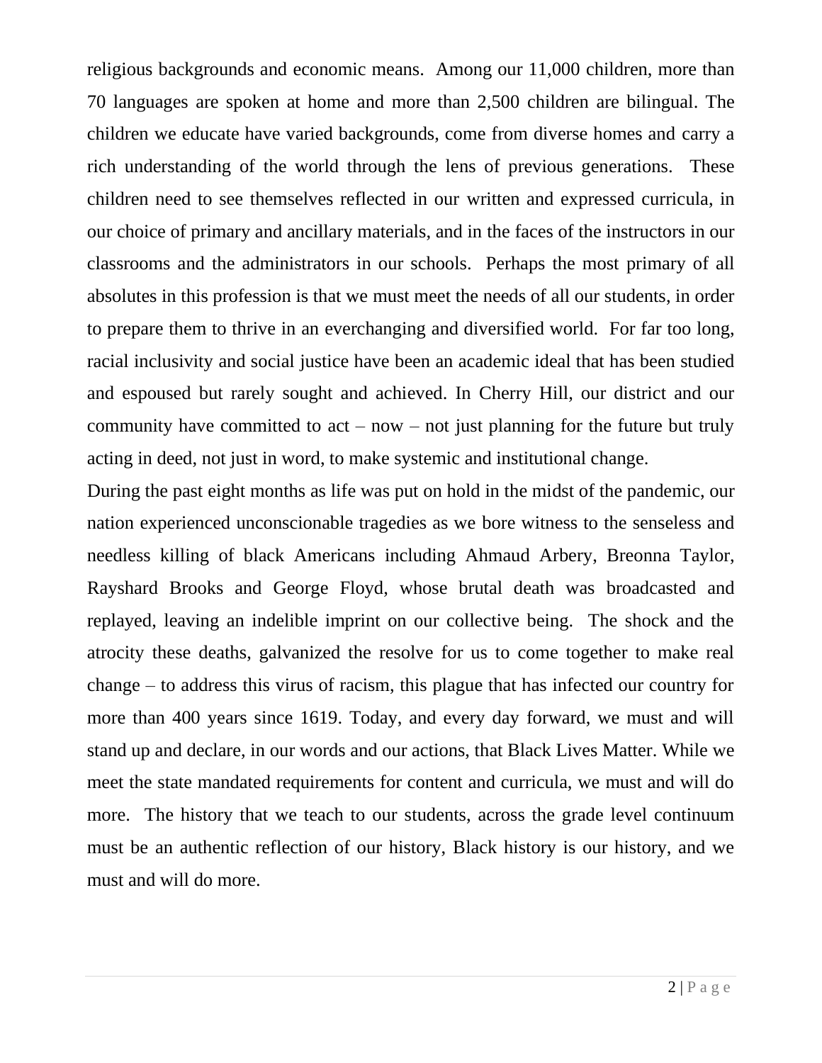religious backgrounds and economic means. Among our 11,000 children, more than 70 languages are spoken at home and more than 2,500 children are bilingual. The children we educate have varied backgrounds, come from diverse homes and carry a rich understanding of the world through the lens of previous generations. These children need to see themselves reflected in our written and expressed curricula, in our choice of primary and ancillary materials, and in the faces of the instructors in our classrooms and the administrators in our schools. Perhaps the most primary of all absolutes in this profession is that we must meet the needs of all our students, in order to prepare them to thrive in an everchanging and diversified world. For far too long, racial inclusivity and social justice have been an academic ideal that has been studied and espoused but rarely sought and achieved. In Cherry Hill, our district and our community have committed to act – now – not just planning for the future but truly acting in deed, not just in word, to make systemic and institutional change.

During the past eight months as life was put on hold in the midst of the pandemic, our nation experienced unconscionable tragedies as we bore witness to the senseless and needless killing of black Americans including Ahmaud Arbery, Breonna Taylor, Rayshard Brooks and George Floyd, whose brutal death was broadcasted and replayed, leaving an indelible imprint on our collective being. The shock and the atrocity these deaths, galvanized the resolve for us to come together to make real change – to address this virus of racism, this plague that has infected our country for more than 400 years since 1619. Today, and every day forward, we must and will stand up and declare, in our words and our actions, that Black Lives Matter. While we meet the state mandated requirements for content and curricula, we must and will do more. The history that we teach to our students, across the grade level continuum must be an authentic reflection of our history, Black history is our history, and we must and will do more.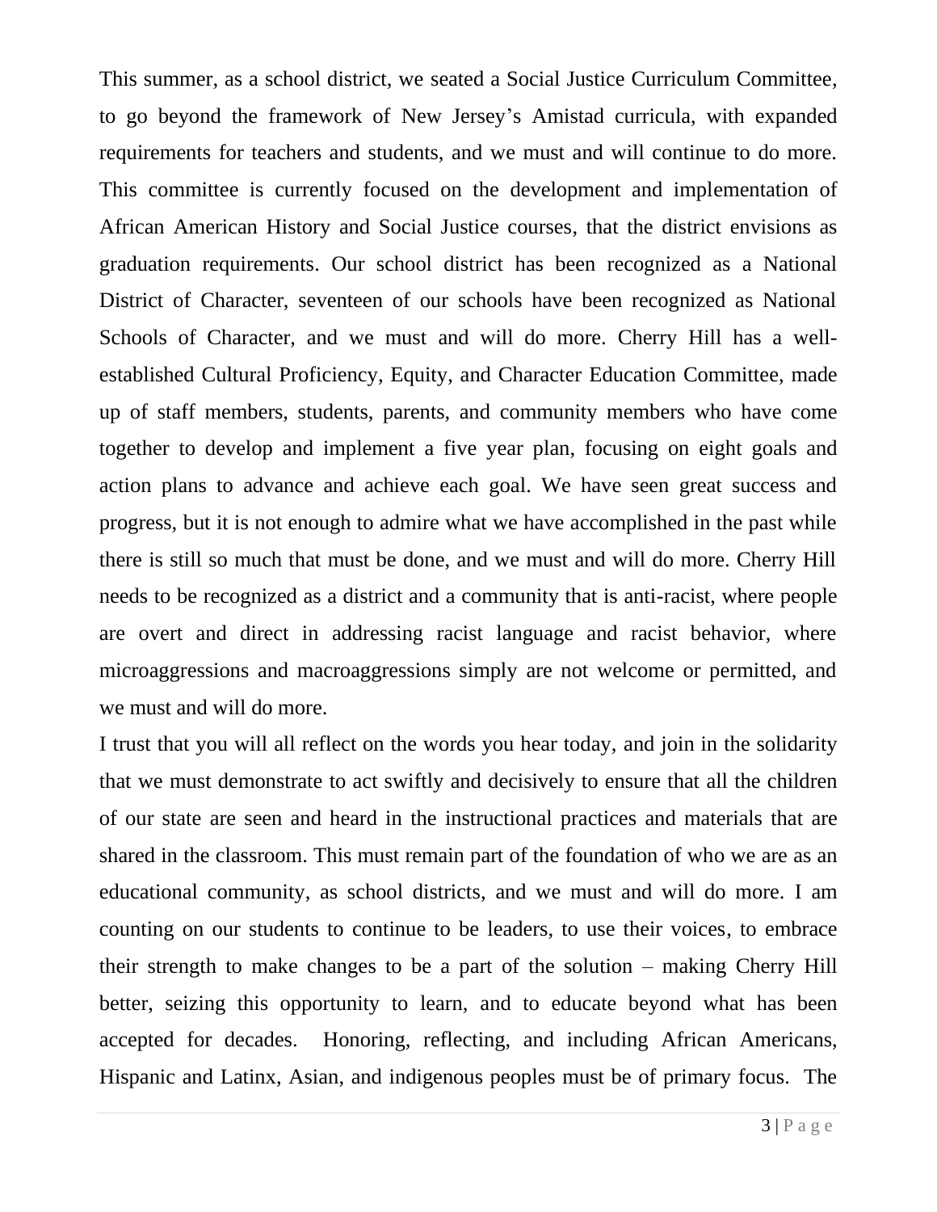This summer, as a school district, we seated a Social Justice Curriculum Committee, to go beyond the framework of New Jersey's Amistad curricula, with expanded requirements for teachers and students, and we must and will continue to do more. This committee is currently focused on the development and implementation of African American History and Social Justice courses, that the district envisions as graduation requirements. Our school district has been recognized as a National District of Character, seventeen of our schools have been recognized as National Schools of Character, and we must and will do more. Cherry Hill has a well-established Cultural Proficiency, Equity, and Character Education Committee, made up of staff members, students, parents, and community members who have come together to develop and implement a five year plan, focusing on eight goals and action plans to advance and achieve each goal. We have seen great success and progress, but it is not enough to admire what we have accomplished in the past while there is still so much that must be done, and we must and will do more. Cherry Hill needs to be recognized as a district and a community that is anti-racist, where people are overt and direct in addressing racist language and racist behavior, where microaggressions and macroaggressions simply are not welcome or permitted, and we must and will do more.

I trust that you will all reflect on the words you hear today, and join in the solidarity that we must demonstrate to act swiftly and decisively to ensure that all the children of our state are seen and heard in the instructional practices and materials that are shared in the classroom. This must remain part of the foundation of who we are as an educational community, as school districts, and we must and will do more. I am counting on our students to continue to be leaders, to use their voices, to embrace their strength to make changes to be a part of the solution – making Cherry Hill better, seizing this opportunity to learn, and to educate beyond what has been accepted for decades. Honoring, reflecting, and including African Americans, Hispanic and Latinx, Asian, and indigenous peoples must be of primary focus. The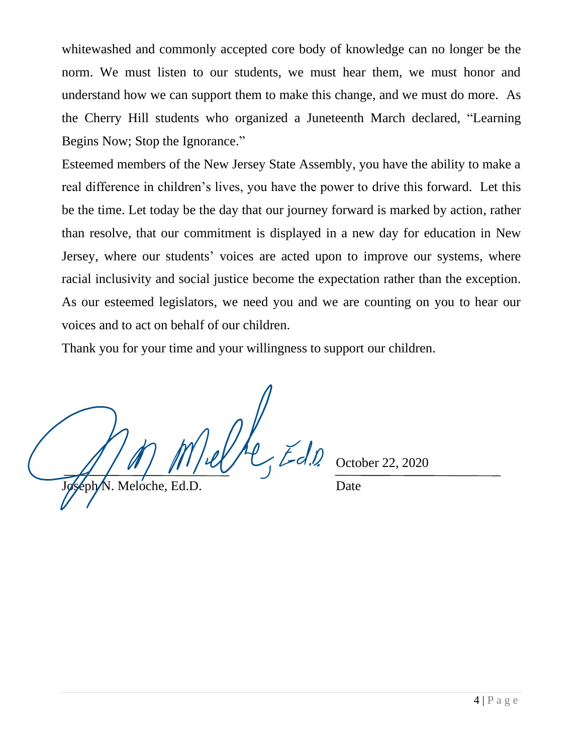whitewashed and commonly accepted core body of knowledge can no longer be the norm. We must listen to our students, we must hear them, we must honor and understand how we can support them to make this change, and we must do more. As the Cherry Hill students who organized a Juneteenth March declared, "Learning Begins Now; Stop the Ignorance."

Esteemed members of the New Jersey State Assembly, you have the ability to make a real difference in children's lives, you have the power to drive this forward. Let this be the time. Let today be the day that our journey forward is marked by action, rather than resolve, that our commitment is displayed in a new day for education in New Jersey, where our students' voices are acted upon to improve our systems, where racial inclusivity and social justice become the expectation rather than the exception. As our esteemed legislators, we need you and we are counting on you to hear our voices and to act on behalf of our children.

Thank you for your time and your willingness to support our children.

Joseph N. Meloche, Ed.D. — October 22, 2020

Date